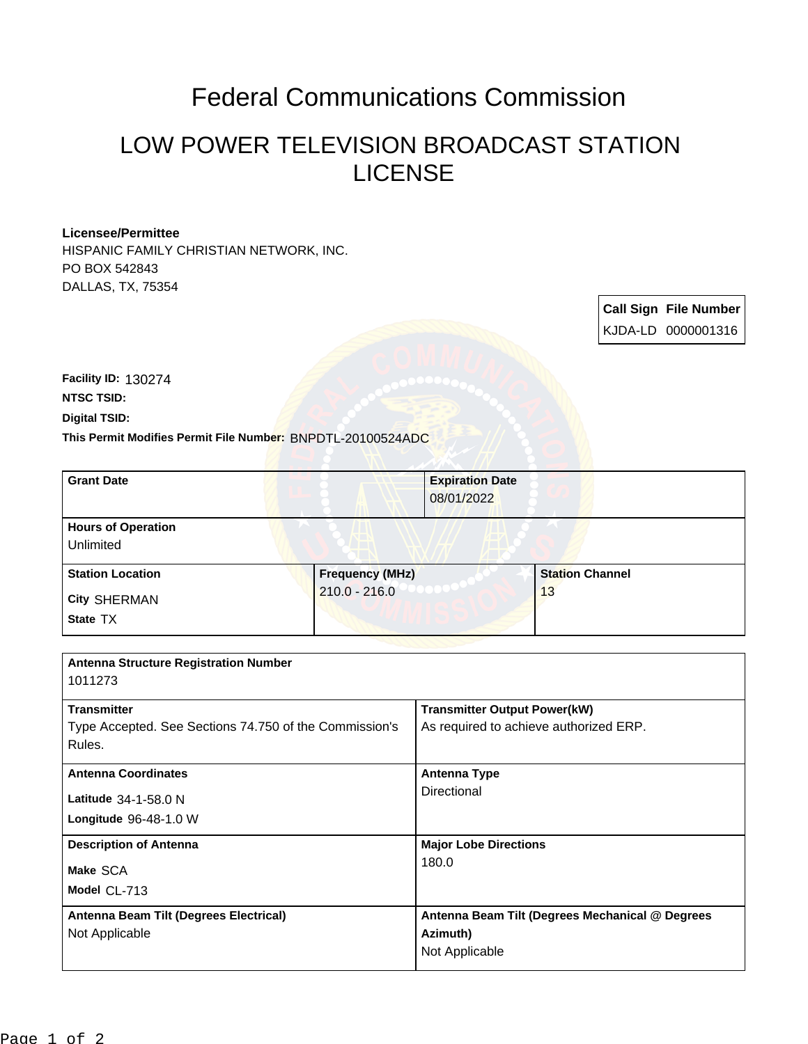# Federal Communications Commission

## LOW POWER TELEVISION BROADCAST STATION LICENSE

**Licensee/Permittee**
HISPANIC FAMILY CHRISTIAN NETWORK, INC.
PO BOX 542843
DALLAS, TX, 75354

| Call Sign | File Number |
| --- | --- |
| KJDA-LD | 0000001316 |

**Facility ID:** 130274
**NTSC TSID:**
**Digital TSID:**
**This Permit Modifies Permit File Number:** BNPDTL-20100524ADC

| **Grant Date** | **Expiration Date** |
| --- | --- |
| | 08/01/2022 |

| **Hours of Operation** |
| --- |
| Unlimited |

| **Station Location** | **Frequency (MHz)** | **Station Channel** |
| --- | --- | --- |
| City SHERMAN<br>State TX | 210.0 - 216.0 | 13 |

| **Antenna Structure Registration Number** | |
| --- | --- |
| 1011273 | |
| **Transmitter** | **Transmitter Output Power(kW)** |
| Type Accepted. See Sections 74.750 of the Commission's Rules. | As required to achieve authorized ERP. |
| **Antenna Coordinates** | **Antenna Type** |
| Latitude 34-1-58.0 N<br>Longitude 96-48-1.0 W | Directional |
| **Description of Antenna** | **Major Lobe Directions** |
| Make SCA<br>Model CL-713 | 180.0 |
| **Antenna Beam Tilt (Degrees Electrical)** | **Antenna Beam Tilt (Degrees Mechanical @ Degrees Azimuth)** |
| Not Applicable | Not Applicable |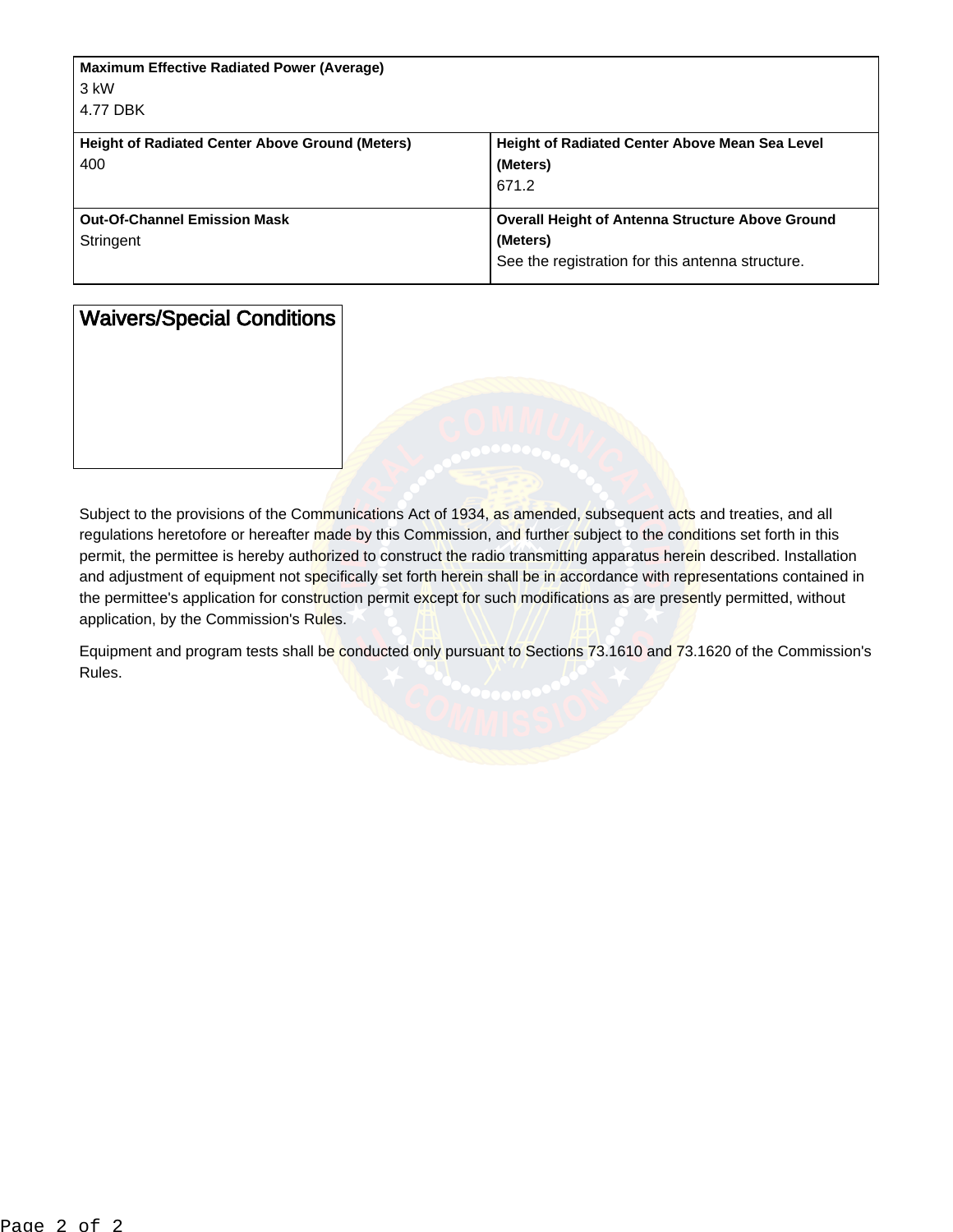| | |
|---|---|
| **Maximum Effective Radiated Power (Average)**<br>3 kW<br>4.77 DBK | |
| **Height of Radiated Center Above Ground (Meters)**<br>400 | **Height of Radiated Center Above Mean Sea Level (Meters)**<br>671.2 |
| **Out-Of-Channel Emission Mask**<br>Stringent | **Overall Height of Antenna Structure Above Ground (Meters)**<br>See the registration for this antenna structure. |

## Waivers/Special Conditions

Subject to the provisions of the Communications Act of 1934, as amended, subsequent acts and treaties, and all regulations heretofore or hereafter made by this Commission, and further subject to the conditions set forth in this permit, the permittee is hereby authorized to construct the radio transmitting apparatus herein described. Installation and adjustment of equipment not specifically set forth herein shall be in accordance with representations contained in the permittee's application for construction permit except for such modifications as are presently permitted, without application, by the Commission's Rules.

Equipment and program tests shall be conducted only pursuant to Sections 73.1610 and 73.1620 of the Commission's Rules.